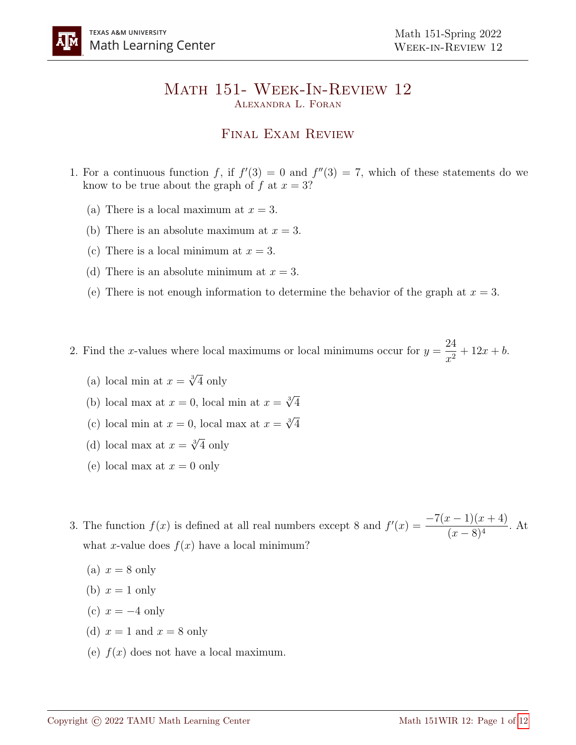# Math 151- Week-In-Review 12

Alexandra L. Foran

## Final Exam Review

1. For a continuous function $f$, if $f'(3) = 0$ and $f''(3) = 7$, which of these statements do we know to be true about the graph of $f$ at $x = 3$?

   (a) There is a local maximum at $x = 3$.

   (b) There is an absolute maximum at $x = 3$.

   (c) There is a local minimum at $x = 3$.

   (d) There is an absolute minimum at $x = 3$.

   (e) There is not enough information to determine the behavior of the graph at $x = 3$.

2. Find the $x$-values where local maximums or local minimums occur for $y = \dfrac{24}{x^2} + 12x + b$.

   (a) local min at $x = \sqrt[3]{4}$ only

   (b) local max at $x = 0$, local min at $x = \sqrt[3]{4}$

   (c) local min at $x = 0$, local max at $x = \sqrt[3]{4}$

   (d) local max at $x = \sqrt[3]{4}$ only

   (e) local max at $x = 0$ only

3. The function $f(x)$ is defined at all real numbers except 8 and $f'(x) = \dfrac{-7(x-1)(x+4)}{(x-8)^4}$. At what $x$-value does $f(x)$ have a local minimum?

   (a) $x = 8$ only

   (b) $x = 1$ only

   (c) $x = -4$ only

   (d) $x = 1$ and $x = 8$ only

   (e) $f(x)$ does not have a local maximum.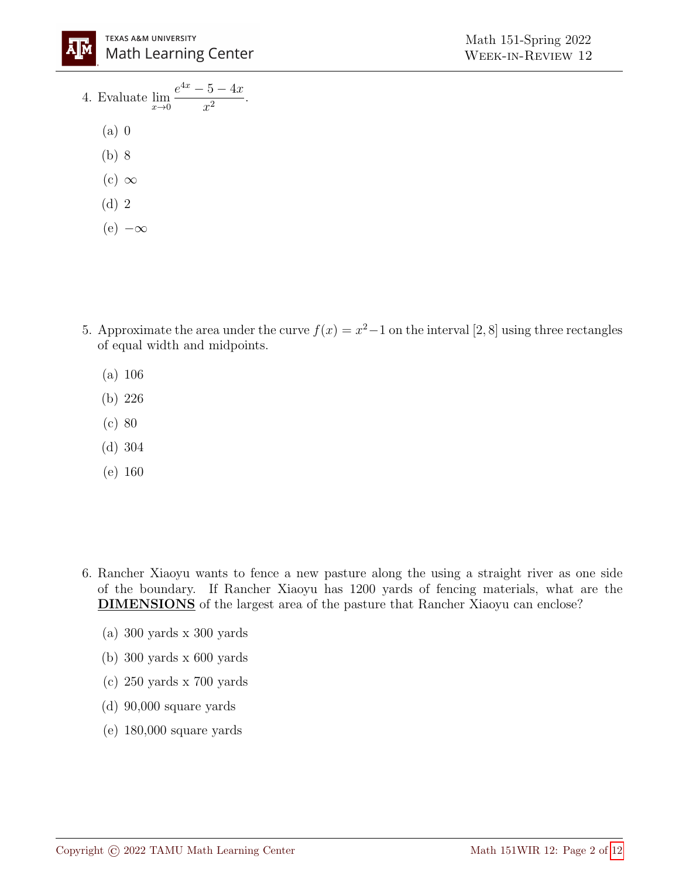4. Evaluate $\lim_{x \to 0} \dfrac{e^{4x} - 5 - 4x}{x^2}$.

   (a) 0

   (b) 8

   (c) $\infty$

   (d) 2

   (e) $-\infty$

5. Approximate the area under the curve $f(x) = x^2 - 1$ on the interval $[2, 8]$ using three rectangles of equal width and midpoints.

   (a) 106

   (b) 226

   (c) 80

   (d) 304

   (e) 160

6. Rancher Xiaoyu wants to fence a new pasture along the using a straight river as one side of the boundary. If Rancher Xiaoyu has 1200 yards of fencing materials, what are the **DIMENSIONS** of the largest area of the pasture that Rancher Xiaoyu can enclose?

   (a) 300 yards x 300 yards

   (b) 300 yards x 600 yards

   (c) 250 yards x 700 yards

   (d) 90,000 square yards

   (e) 180,000 square yards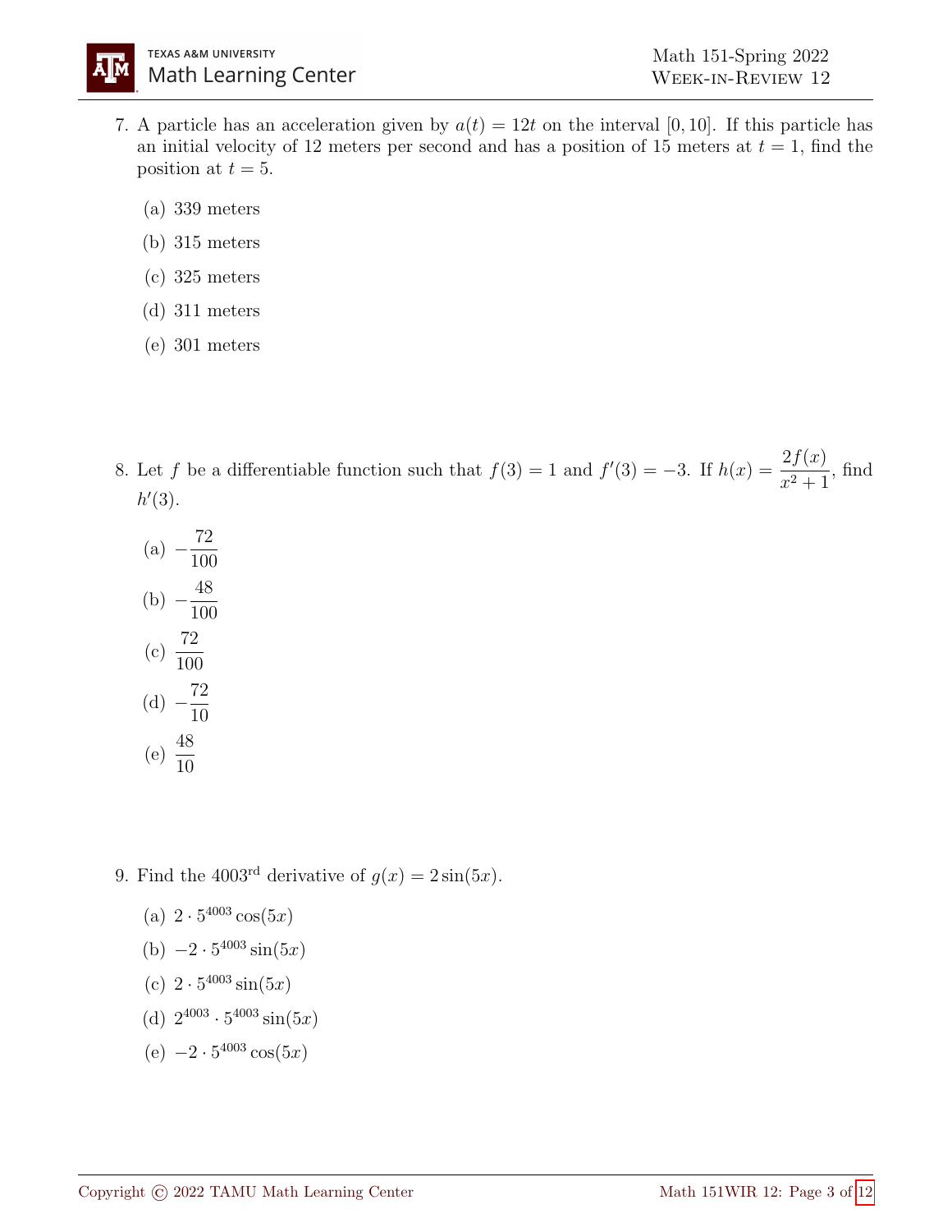7. A particle has an acceleration given by $a(t) = 12t$ on the interval $[0, 10]$. If this particle has an initial velocity of 12 meters per second and has a position of 15 meters at $t = 1$, find the position at $t = 5$.

   (a) 339 meters

   (b) 315 meters

   (c) 325 meters

   (d) 311 meters

   (e) 301 meters

8. Let $f$ be a differentiable function such that $f(3) = 1$ and $f'(3) = -3$. If $h(x) = \dfrac{2f(x)}{x^2+1}$, find $h'(3)$.

   (a) $-\dfrac{72}{100}$

   (b) $-\dfrac{48}{100}$

   (c) $\dfrac{72}{100}$

   (d) $-\dfrac{72}{10}$

   (e) $\dfrac{48}{10}$

9. Find the 4003rd derivative of $g(x) = 2\sin(5x)$.

   (a) $2 \cdot 5^{4003}\cos(5x)$

   (b) $-2 \cdot 5^{4003}\sin(5x)$

   (c) $2 \cdot 5^{4003}\sin(5x)$

   (d) $2^{4003} \cdot 5^{4003}\sin(5x)$

   (e) $-2 \cdot 5^{4003}\cos(5x)$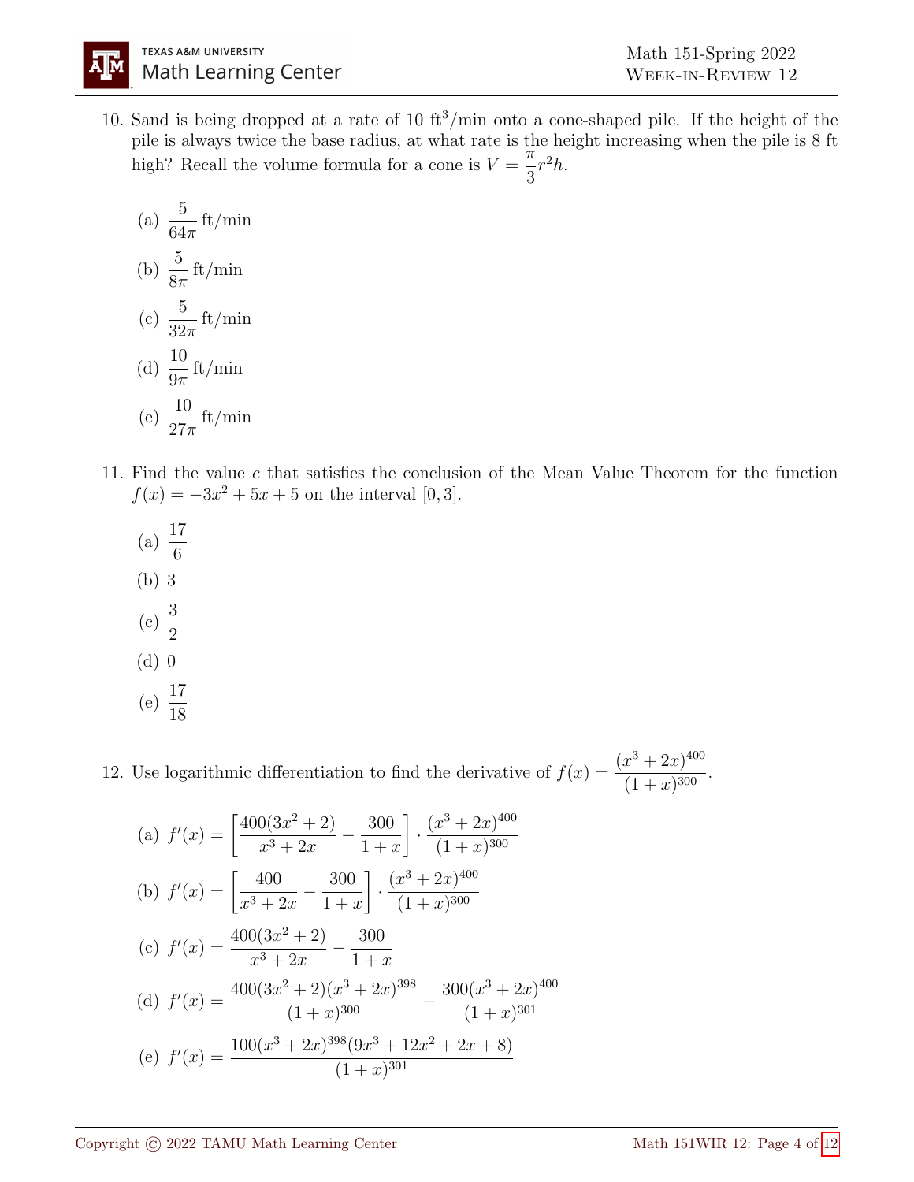10. Sand is being dropped at a rate of 10 $\text{ft}^3/\text{min}$ onto a cone-shaped pile. If the height of the pile is always twice the base radius, at what rate is the height increasing when the pile is 8 ft high? Recall the volume formula for a cone is $V = \dfrac{\pi}{3}r^2h$.

    (a) $\dfrac{5}{64\pi}$ ft/min

    (b) $\dfrac{5}{8\pi}$ ft/min

    (c) $\dfrac{5}{32\pi}$ ft/min

    (d) $\dfrac{10}{9\pi}$ ft/min

    (e) $\dfrac{10}{27\pi}$ ft/min

11. Find the value $c$ that satisfies the conclusion of the Mean Value Theorem for the function $f(x) = -3x^2 + 5x + 5$ on the interval $[0, 3]$.

    (a) $\dfrac{17}{6}$

    (b) 3

    (c) $\dfrac{3}{2}$

    (d) 0

    (e) $\dfrac{17}{18}$

12. Use logarithmic differentiation to find the derivative of $f(x) = \dfrac{(x^3+2x)^{400}}{(1+x)^{300}}$.

    (a) $f'(x) = \left[\dfrac{400(3x^2+2)}{x^3+2x} - \dfrac{300}{1+x}\right] \cdot \dfrac{(x^3+2x)^{400}}{(1+x)^{300}}$

    (b) $f'(x) = \left[\dfrac{400}{x^3+2x} - \dfrac{300}{1+x}\right] \cdot \dfrac{(x^3+2x)^{400}}{(1+x)^{300}}$

    (c) $f'(x) = \dfrac{400(3x^2+2)}{x^3+2x} - \dfrac{300}{1+x}$

    (d) $f'(x) = \dfrac{400(3x^2+2)(x^3+2x)^{398}}{(1+x)^{300}} - \dfrac{300(x^3+2x)^{400}}{(1+x)^{301}}$

    (e) $f'(x) = \dfrac{100(x^3+2x)^{398}(9x^3+12x^2+2x+8)}{(1+x)^{301}}$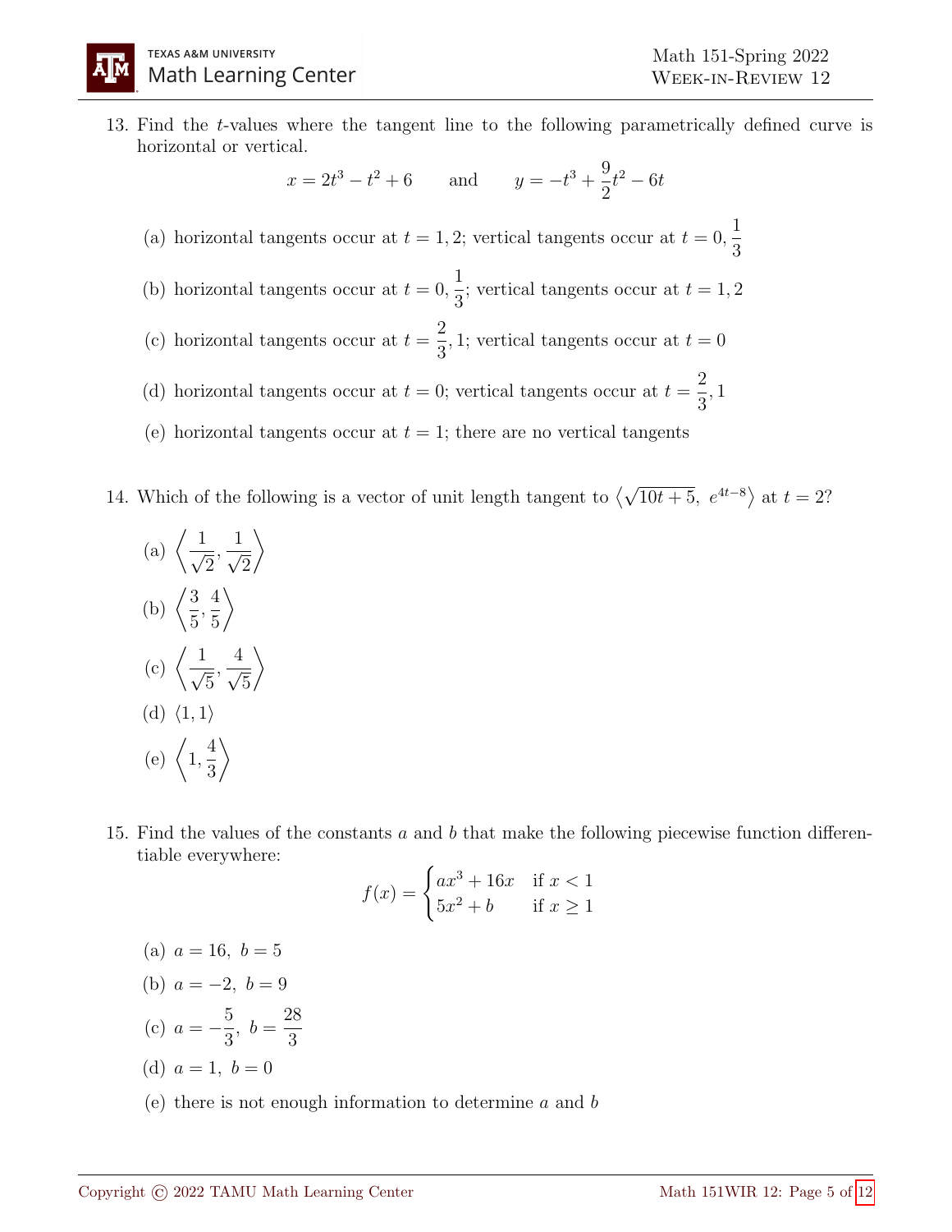13. Find the $t$-values where the tangent line to the following parametrically defined curve is horizontal or vertical.

$$x = 2t^3 - t^2 + 6 \qquad \text{and} \qquad y = -t^3 + \frac{9}{2}t^2 - 6t$$

(a) horizontal tangents occur at $t = 1, 2$; vertical tangents occur at $t = 0, \dfrac{1}{3}$

(b) horizontal tangents occur at $t = 0, \dfrac{1}{3}$; vertical tangents occur at $t = 1, 2$

(c) horizontal tangents occur at $t = \dfrac{2}{3}, 1$; vertical tangents occur at $t = 0$

(d) horizontal tangents occur at $t = 0$; vertical tangents occur at $t = \dfrac{2}{3}, 1$

(e) horizontal tangents occur at $t = 1$; there are no vertical tangents

14. Which of the following is a vector of unit length tangent to $\left\langle \sqrt{10t+5},\ e^{4t-8} \right\rangle$ at $t = 2$?

(a) $\left\langle \dfrac{1}{\sqrt{2}}, \dfrac{1}{\sqrt{2}} \right\rangle$

(b) $\left\langle \dfrac{3}{5}, \dfrac{4}{5} \right\rangle$

(c) $\left\langle \dfrac{1}{\sqrt{5}}, \dfrac{4}{\sqrt{5}} \right\rangle$

(d) $\langle 1, 1 \rangle$

(e) $\left\langle 1, \dfrac{4}{3} \right\rangle$

15. Find the values of the constants $a$ and $b$ that make the following piecewise function differentiable everywhere:

$$f(x) = \begin{cases} ax^3 + 16x & \text{if } x < 1 \\ 5x^2 + b & \text{if } x \geq 1 \end{cases}$$

(a) $a = 16,\ b = 5$

(b) $a = -2,\ b = 9$

(c) $a = -\dfrac{5}{3},\ b = \dfrac{28}{3}$

(d) $a = 1,\ b = 0$

(e) there is not enough information to determine $a$ and $b$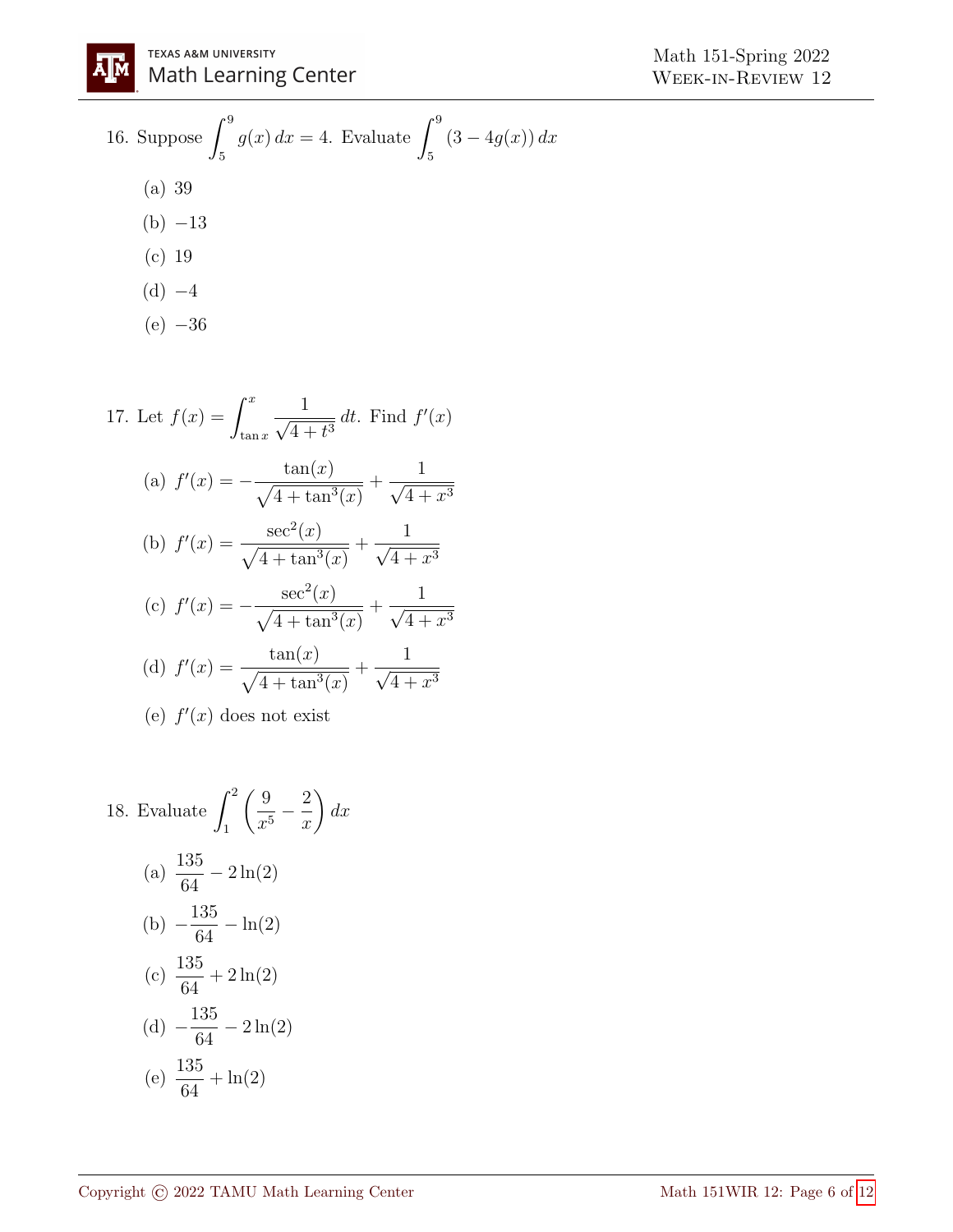16. Suppose $\displaystyle\int_5^9 g(x)\,dx = 4$. Evaluate $\displaystyle\int_5^9 (3 - 4g(x))\,dx$

   (a) 39

   (b) $-13$

   (c) 19

   (d) $-4$

   (e) $-36$

17. Let $f(x) = \displaystyle\int_{\tan x}^{x} \frac{1}{\sqrt{4+t^3}}\,dt$. Find $f'(x)$

   (a) $f'(x) = -\dfrac{\tan(x)}{\sqrt{4+\tan^3(x)}} + \dfrac{1}{\sqrt{4+x^3}}$

   (b) $f'(x) = \dfrac{\sec^2(x)}{\sqrt{4+\tan^3(x)}} + \dfrac{1}{\sqrt{4+x^3}}$

   (c) $f'(x) = -\dfrac{\sec^2(x)}{\sqrt{4+\tan^3(x)}} + \dfrac{1}{\sqrt{4+x^3}}$

   (d) $f'(x) = \dfrac{\tan(x)}{\sqrt{4+\tan^3(x)}} + \dfrac{1}{\sqrt{4+x^3}}$

   (e) $f'(x)$ does not exist

18. Evaluate $\displaystyle\int_1^2 \left(\frac{9}{x^5} - \frac{2}{x}\right)dx$

   (a) $\dfrac{135}{64} - 2\ln(2)$

   (b) $-\dfrac{135}{64} - \ln(2)$

   (c) $\dfrac{135}{64} + 2\ln(2)$

   (d) $-\dfrac{135}{64} - 2\ln(2)$

   (e) $\dfrac{135}{64} + \ln(2)$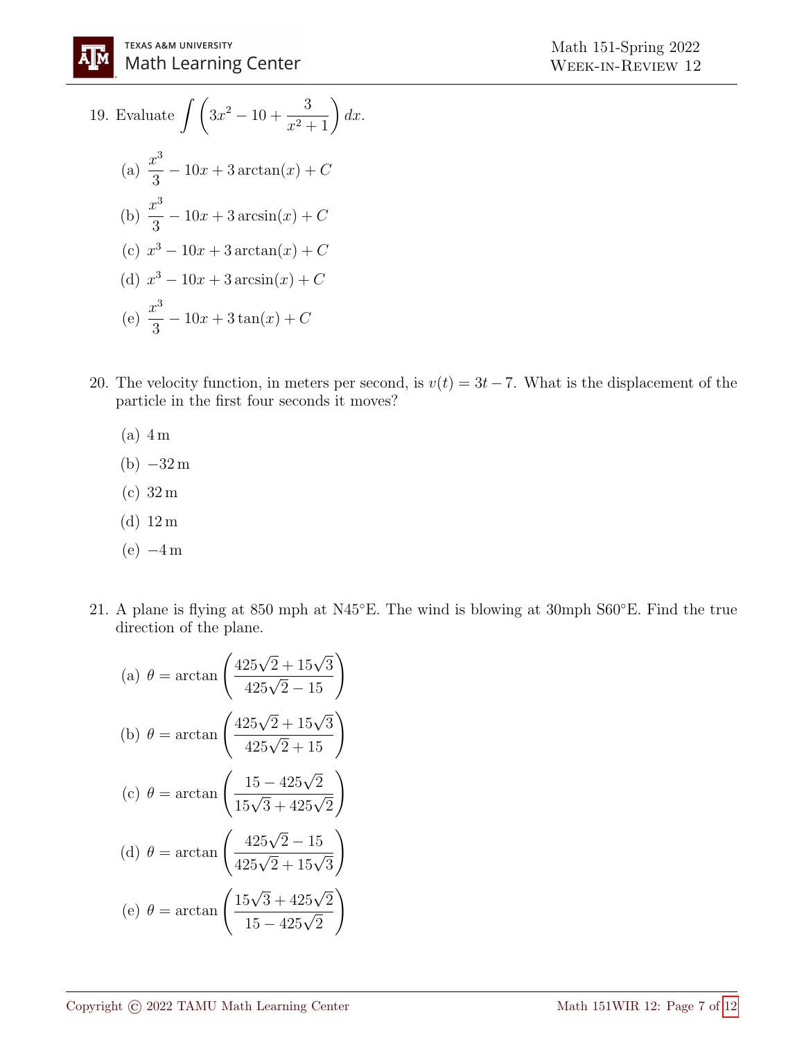19. Evaluate $\displaystyle\int \left(3x^2 - 10 + \frac{3}{x^2+1}\right) dx$.

   (a) $\dfrac{x^3}{3} - 10x + 3\arctan(x) + C$

   (b) $\dfrac{x^3}{3} - 10x + 3\arcsin(x) + C$

   (c) $x^3 - 10x + 3\arctan(x) + C$

   (d) $x^3 - 10x + 3\arcsin(x) + C$

   (e) $\dfrac{x^3}{3} - 10x + 3\tan(x) + C$

20. The velocity function, in meters per second, is $v(t) = 3t - 7$. What is the displacement of the particle in the first four seconds it moves?

   (a) 4 m

   (b) −32 m

   (c) 32 m

   (d) 12 m

   (e) −4 m

21. A plane is flying at 850 mph at N45°E. The wind is blowing at 30mph S60°E. Find the true direction of the plane.

   (a) $\theta = \arctan\left(\dfrac{425\sqrt{2} + 15\sqrt{3}}{425\sqrt{2} - 15}\right)$

   (b) $\theta = \arctan\left(\dfrac{425\sqrt{2} + 15\sqrt{3}}{425\sqrt{2} + 15}\right)$

   (c) $\theta = \arctan\left(\dfrac{15 - 425\sqrt{2}}{15\sqrt{3} + 425\sqrt{2}}\right)$

   (d) $\theta = \arctan\left(\dfrac{425\sqrt{2} - 15}{425\sqrt{2} + 15\sqrt{3}}\right)$

   (e) $\theta = \arctan\left(\dfrac{15\sqrt{3} + 425\sqrt{2}}{15 - 425\sqrt{2}}\right)$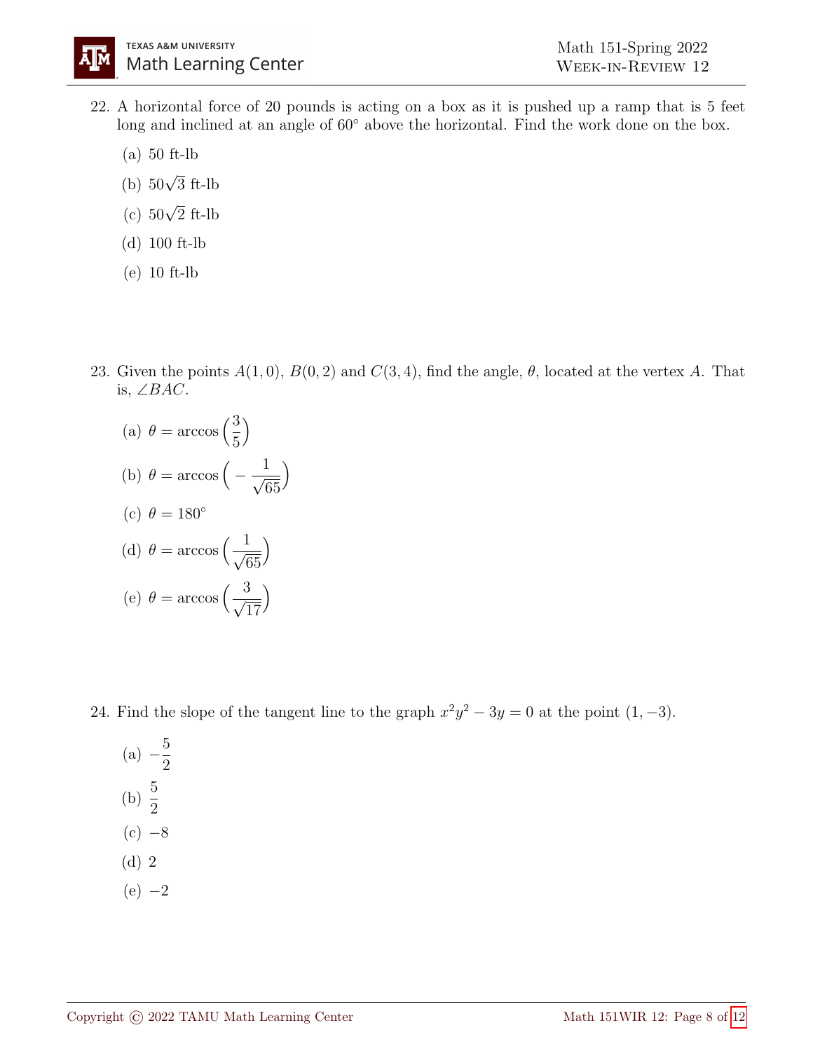22. A horizontal force of 20 pounds is acting on a box as it is pushed up a ramp that is 5 feet long and inclined at an angle of $60^\circ$ above the horizontal. Find the work done on the box.

    (a) 50 ft-lb

    (b) $50\sqrt{3}$ ft-lb

    (c) $50\sqrt{2}$ ft-lb

    (d) 100 ft-lb

    (e) 10 ft-lb

23. Given the points $A(1,0)$, $B(0,2)$ and $C(3,4)$, find the angle, $\theta$, located at the vertex $A$. That is, $\angle BAC$.

    (a) $\theta = \arccos\left(\dfrac{3}{5}\right)$

    (b) $\theta = \arccos\left(-\dfrac{1}{\sqrt{65}}\right)$

    (c) $\theta = 180^\circ$

    (d) $\theta = \arccos\left(\dfrac{1}{\sqrt{65}}\right)$

    (e) $\theta = \arccos\left(\dfrac{3}{\sqrt{17}}\right)$

24. Find the slope of the tangent line to the graph $x^2y^2 - 3y = 0$ at the point $(1, -3)$.

    (a) $-\dfrac{5}{2}$

    (b) $\dfrac{5}{2}$

    (c) $-8$

    (d) $2$

    (e) $-2$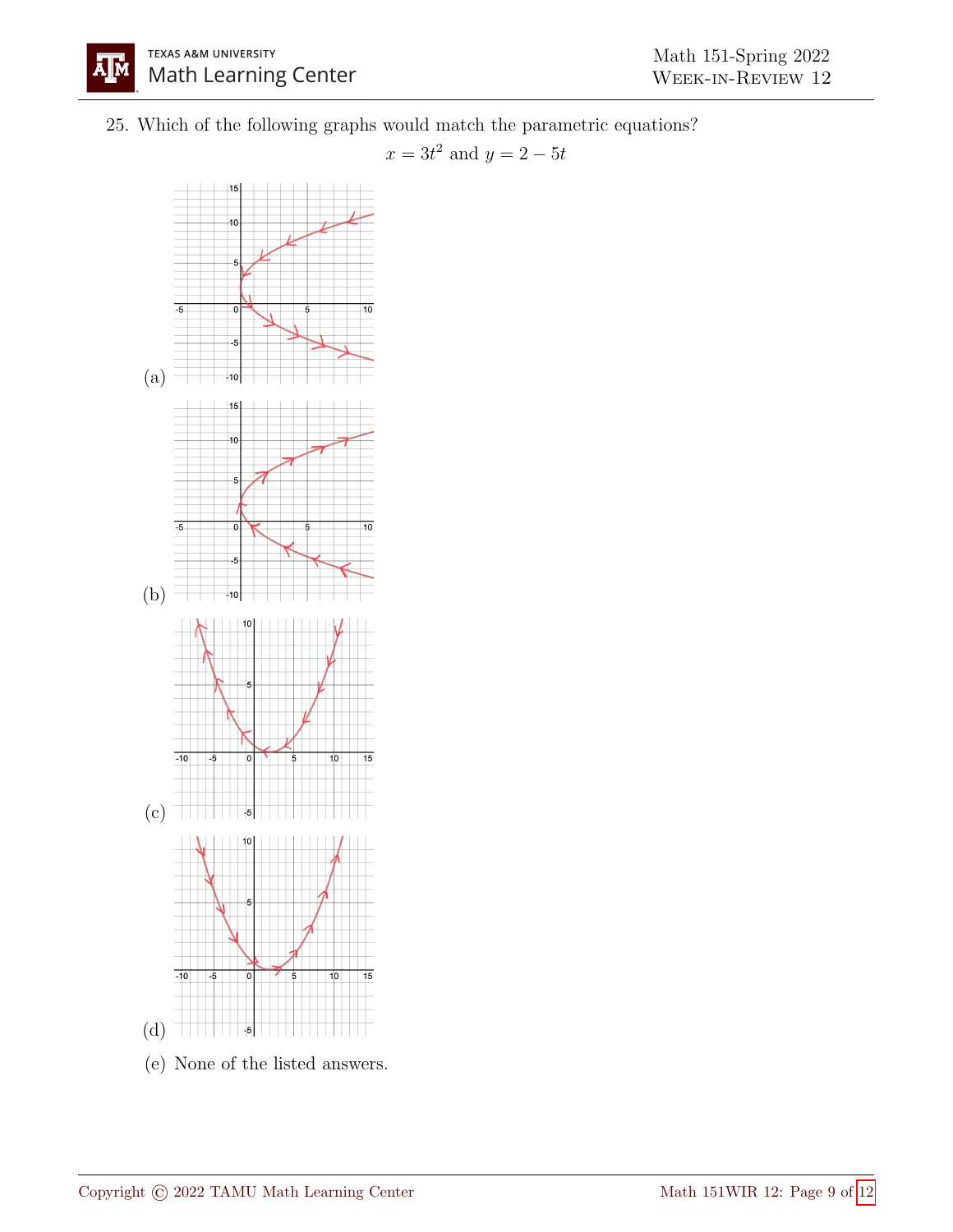25. Which of the following graphs would match the parametric equations?

$$x = 3t^2 \text{ and } y = 2 - 5t$$

(a)

(b)

(c)

(d)

(e) None of the listed answers.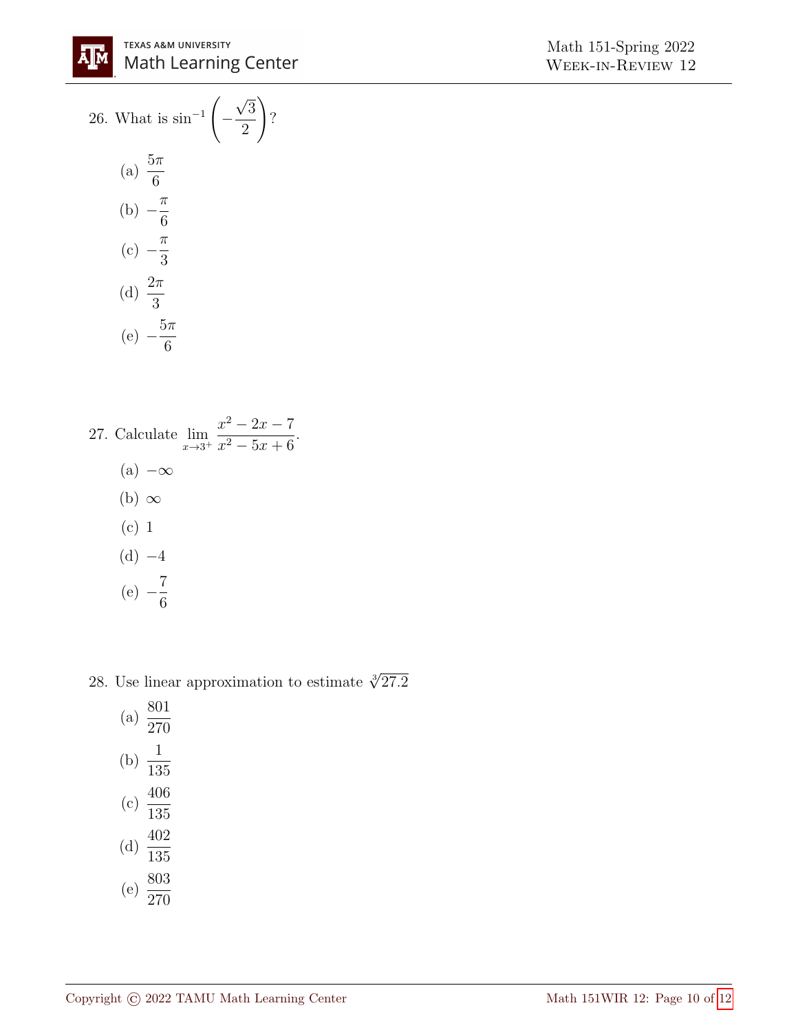26. What is $\sin^{-1}\left(-\dfrac{\sqrt{3}}{2}\right)$?

   (a) $\dfrac{5\pi}{6}$

   (b) $-\dfrac{\pi}{6}$

   (c) $-\dfrac{\pi}{3}$

   (d) $\dfrac{2\pi}{3}$

   (e) $-\dfrac{5\pi}{6}$

27. Calculate $\displaystyle\lim_{x\to 3^+} \frac{x^2-2x-7}{x^2-5x+6}$.

   (a) $-\infty$

   (b) $\infty$

   (c) 1

   (d) $-4$

   (e) $-\dfrac{7}{6}$

28. Use linear approximation to estimate $\sqrt[3]{27.2}$

   (a) $\dfrac{801}{270}$

   (b) $\dfrac{1}{135}$

   (c) $\dfrac{406}{135}$

   (d) $\dfrac{402}{135}$

   (e) $\dfrac{803}{270}$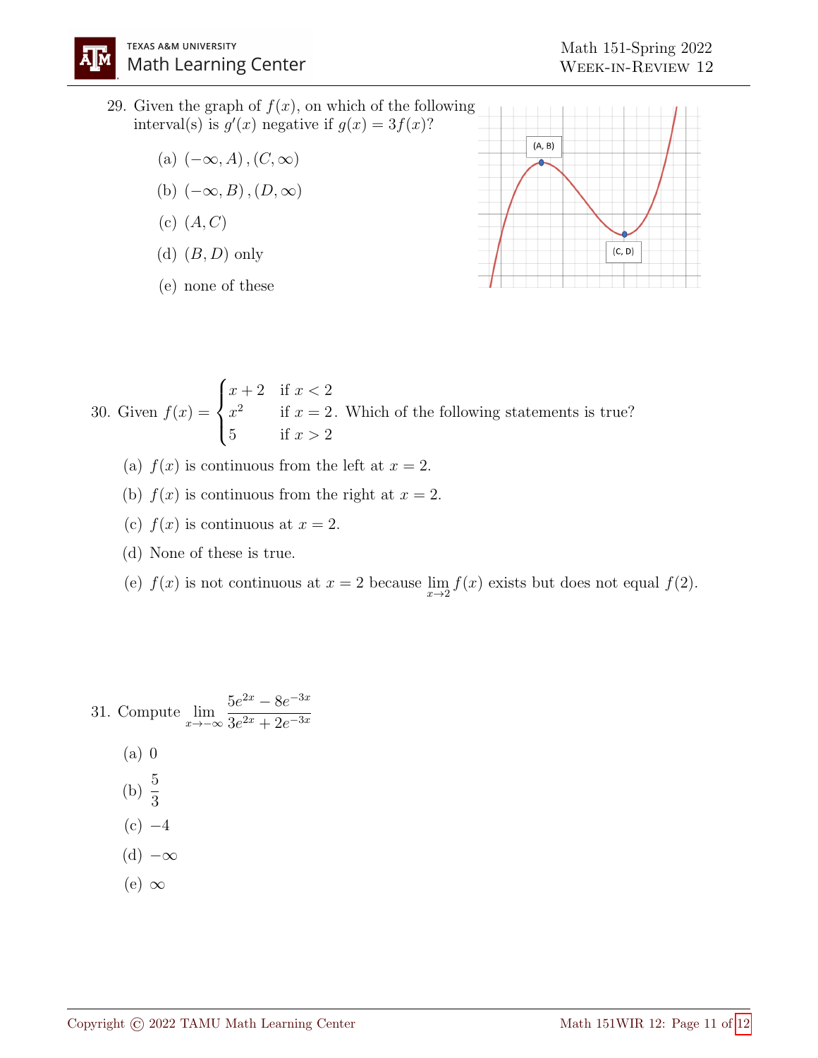29. Given the graph of $f(x)$, on which of the following interval(s) is $g'(x)$ negative if $g(x) = 3f(x)$?

   (a) $(-\infty, A), (C, \infty)$

   (b) $(-\infty, B), (D, \infty)$

   (c) $(A, C)$

   (d) $(B, D)$ only

   (e) none of these

30. Given $f(x) = \begin{cases} x+2 & \text{if } x < 2 \\ x^2 & \text{if } x = 2 \\ 5 & \text{if } x > 2 \end{cases}$. Which of the following statements is true?

   (a) $f(x)$ is continuous from the left at $x = 2$.

   (b) $f(x)$ is continuous from the right at $x = 2$.

   (c) $f(x)$ is continuous at $x = 2$.

   (d) None of these is true.

   (e) $f(x)$ is not continuous at $x = 2$ because $\lim\limits_{x \to 2} f(x)$ exists but does not equal $f(2)$.

31. Compute $\lim\limits_{x \to -\infty} \dfrac{5e^{2x} - 8e^{-3x}}{3e^{2x} + 2e^{-3x}}$

   (a) $0$

   (b) $\dfrac{5}{3}$

   (c) $-4$

   (d) $-\infty$

   (e) $\infty$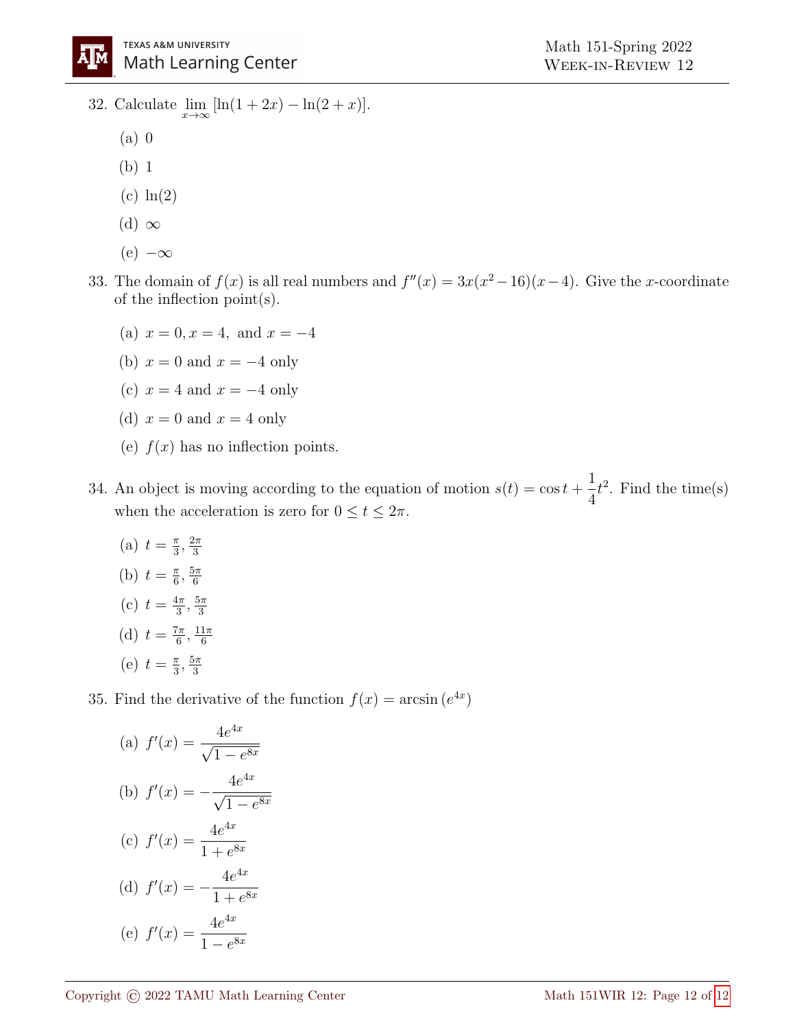32. Calculate $\lim_{x\to\infty} [\ln(1+2x) - \ln(2+x)]$.

    (a) 0

    (b) 1

    (c) $\ln(2)$

    (d) $\infty$

    (e) $-\infty$

33. The domain of $f(x)$ is all real numbers and $f''(x) = 3x(x^2-16)(x-4)$. Give the $x$-coordinate of the inflection point(s).

    (a) $x = 0, x = 4,$ and $x = -4$

    (b) $x = 0$ and $x = -4$ only

    (c) $x = 4$ and $x = -4$ only

    (d) $x = 0$ and $x = 4$ only

    (e) $f(x)$ has no inflection points.

34. An object is moving according to the equation of motion $s(t) = \cos t + \frac{1}{4}t^2$. Find the time(s) when the acceleration is zero for $0 \le t \le 2\pi$.

    (a) $t = \frac{\pi}{3}, \frac{2\pi}{3}$

    (b) $t = \frac{\pi}{6}, \frac{5\pi}{6}$

    (c) $t = \frac{4\pi}{3}, \frac{5\pi}{3}$

    (d) $t = \frac{7\pi}{6}, \frac{11\pi}{6}$

    (e) $t = \frac{\pi}{3}, \frac{5\pi}{3}$

35. Find the derivative of the function $f(x) = \arcsin\left(e^{4x}\right)$

    (a) $f'(x) = \dfrac{4e^{4x}}{\sqrt{1-e^{8x}}}$

    (b) $f'(x) = -\dfrac{4e^{4x}}{\sqrt{1-e^{8x}}}$

    (c) $f'(x) = \dfrac{4e^{4x}}{1+e^{8x}}$

    (d) $f'(x) = -\dfrac{4e^{4x}}{1+e^{8x}}$

    (e) $f'(x) = \dfrac{4e^{4x}}{1-e^{8x}}$